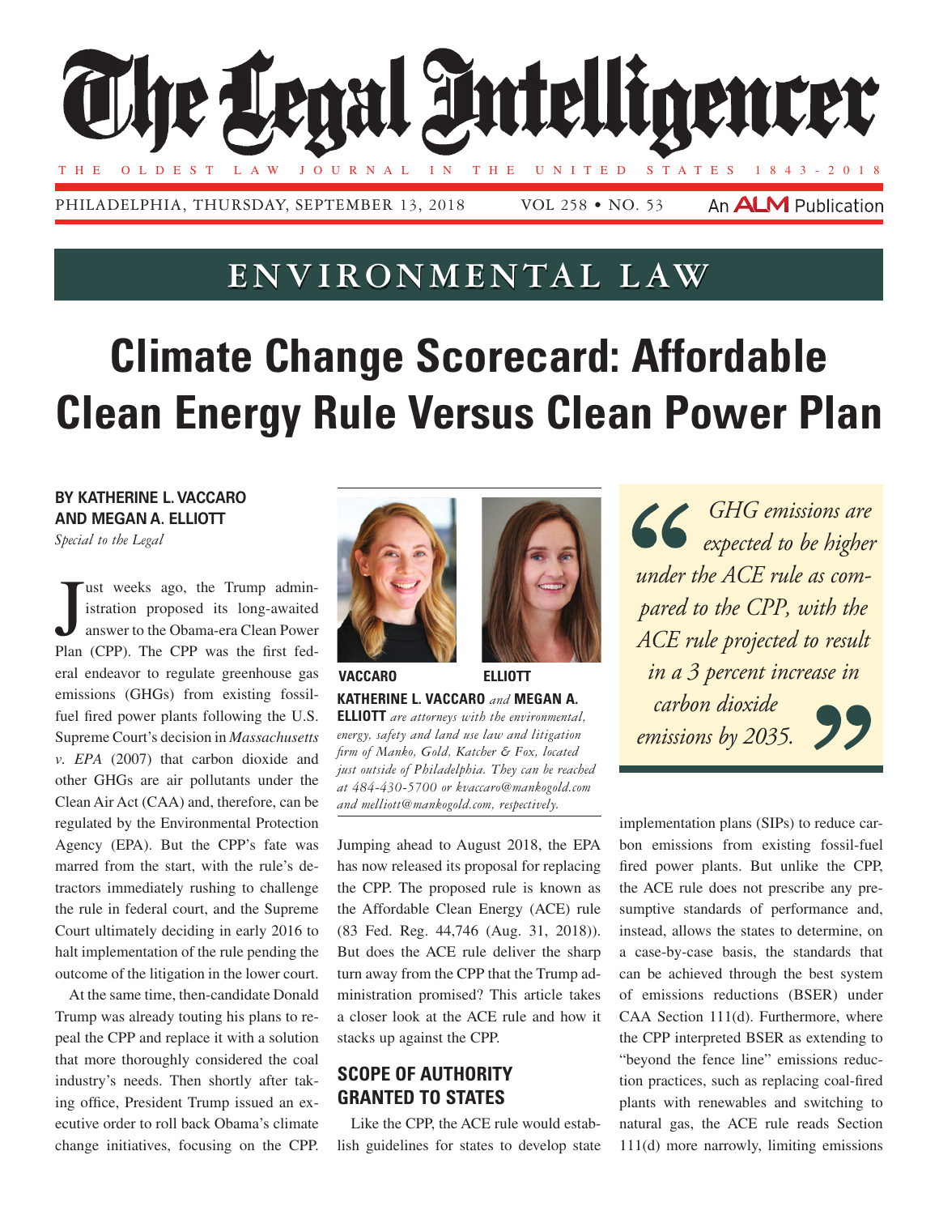# The Legal Intelligencer

THE OLDEST LAW JOURNAL IN THE UNITED STATES 1843-2018

PHILADELPHIA, THURSDAY, SEPTEMBER 13, 2018 VOL 258 • NO. 53 An ALM Publication

## ENVIRONMENTAL LAW

# Climate Change Scorecard: Affordable Clean Energy Rule Versus Clean Power Plan

**BY KATHERINE L. VACCARO AND MEGAN A. ELLIOTT**

*Special to the Legal*

Just weeks ago, the Trump administration proposed its long-awaited answer to the Obama-era Clean Power Plan (CPP). The CPP was the first federal endeavor to regulate greenhouse gas emissions (GHGs) from existing fossil-fuel fired power plants following the U.S. Supreme Court's decision in *Massachusetts v. EPA* (2007) that carbon dioxide and other GHGs are air pollutants under the Clean Air Act (CAA) and, therefore, can be regulated by the Environmental Protection Agency (EPA). But the CPP's fate was marred from the start, with the rule's detractors immediately rushing to challenge the rule in federal court, and the Supreme Court ultimately deciding in early 2016 to halt implementation of the rule pending the outcome of the litigation in the lower court.

At the same time, then-candidate Donald Trump was already touting his plans to repeal the CPP and replace it with a solution that more thoroughly considered the coal industry's needs. Then shortly after taking office, President Trump issued an executive order to roll back Obama's climate change initiatives, focusing on the CPP.

VACCARO ELLIOTT

**KATHERINE L. VACCARO** *and* **MEGAN A. ELLIOTT** *are attorneys with the environmental, energy, safety and land use law and litigation firm of Manko, Gold, Katcher & Fox, located just outside of Philadelphia. They can be reached at 484-430-5700 or kvaccaro@mankogold.com and melliott@mankogold.com, respectively.*

Jumping ahead to August 2018, the EPA has now released its proposal for replacing the CPP. The proposed rule is known as the Affordable Clean Energy (ACE) rule (83 Fed. Reg. 44,746 (Aug. 31, 2018)). But does the ACE rule deliver the sharp turn away from the CPP that the Trump administration promised? This article takes a closer look at the ACE rule and how it stacks up against the CPP.

## SCOPE OF AUTHORITY GRANTED TO STATES

Like the CPP, the ACE rule would establish guidelines for states to develop state

> *"GHG emissions are expected to be higher under the ACE rule as compared to the CPP, with the ACE rule projected to result in a 3 percent increase in carbon dioxide emissions by 2035."*

implementation plans (SIPs) to reduce carbon emissions from existing fossil-fuel fired power plants. But unlike the CPP, the ACE rule does not prescribe any presumptive standards of performance and, instead, allows the states to determine, on a case-by-case basis, the standards that can be achieved through the best system of emissions reductions (BSER) under CAA Section 111(d). Furthermore, where the CPP interpreted BSER as extending to "beyond the fence line" emissions reduction practices, such as replacing coal-fired plants with renewables and switching to natural gas, the ACE rule reads Section 111(d) more narrowly, limiting emissions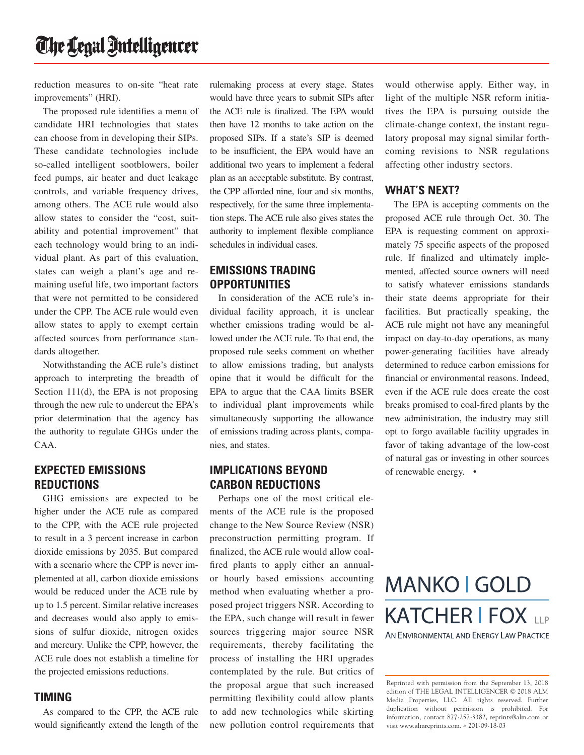reduction measures to on-site "heat rate improvements" (HRI).

The proposed rule identifies a menu of candidate HRI technologies that states can choose from in developing their SIPs. These candidate technologies include so-called intelligent sootblowers, boiler feed pumps, air heater and duct leakage controls, and variable frequency drives, among others. The ACE rule would also allow states to consider the "cost, suitability and potential improvement" that each technology would bring to an individual plant. As part of this evaluation, states can weigh a plant's age and remaining useful life, two important factors that were not permitted to be considered under the CPP. The ACE rule would even allow states to apply to exempt certain affected sources from performance standards altogether.

Notwithstanding the ACE rule's distinct approach to interpreting the breadth of Section 111(d), the EPA is not proposing through the new rule to undercut the EPA's prior determination that the agency has the authority to regulate GHGs under the CAA.

## EXPECTED EMISSIONS REDUCTIONS

GHG emissions are expected to be higher under the ACE rule as compared to the CPP, with the ACE rule projected to result in a 3 percent increase in carbon dioxide emissions by 2035. But compared with a scenario where the CPP is never implemented at all, carbon dioxide emissions would be reduced under the ACE rule by up to 1.5 percent. Similar relative increases and decreases would also apply to emissions of sulfur dioxide, nitrogen oxides and mercury. Unlike the CPP, however, the ACE rule does not establish a timeline for the projected emissions reductions.

## TIMING

As compared to the CPP, the ACE rule would significantly extend the length of the rulemaking process at every stage. States would have three years to submit SIPs after the ACE rule is finalized. The EPA would then have 12 months to take action on the proposed SIPs. If a state's SIP is deemed to be insufficient, the EPA would have an additional two years to implement a federal plan as an acceptable substitute. By contrast, the CPP afforded nine, four and six months, respectively, for the same three implementation steps. The ACE rule also gives states the authority to implement flexible compliance schedules in individual cases.

## EMISSIONS TRADING OPPORTUNITIES

In consideration of the ACE rule's individual facility approach, it is unclear whether emissions trading would be allowed under the ACE rule. To that end, the proposed rule seeks comment on whether to allow emissions trading, but analysts opine that it would be difficult for the EPA to argue that the CAA limits BSER to individual plant improvements while simultaneously supporting the allowance of emissions trading across plants, companies, and states.

## IMPLICATIONS BEYOND CARBON REDUCTIONS

Perhaps one of the most critical elements of the ACE rule is the proposed change to the New Source Review (NSR) preconstruction permitting program. If finalized, the ACE rule would allow coal-fired plants to apply either an annual- or hourly based emissions accounting method when evaluating whether a proposed project triggers NSR. According to the EPA, such change will result in fewer sources triggering major source NSR requirements, thereby facilitating the process of installing the HRI upgrades contemplated by the rule. But critics of the proposal argue that such increased permitting flexibility could allow plants to add new technologies while skirting new pollution control requirements that would otherwise apply. Either way, in light of the multiple NSR reform initiatives the EPA is pursuing outside the climate-change context, the instant regulatory proposal may signal similar forthcoming revisions to NSR regulations affecting other industry sectors.

## WHAT'S NEXT?

The EPA is accepting comments on the proposed ACE rule through Oct. 30. The EPA is requesting comment on approximately 75 specific aspects of the proposed rule. If finalized and ultimately implemented, affected source owners will need to satisfy whatever emissions standards their state deems appropriate for their facilities. But practically speaking, the ACE rule might not have any meaningful impact on day-to-day operations, as many power-generating facilities have already determined to reduce carbon emissions for financial or environmental reasons. Indeed, even if the ACE rule does create the cost breaks promised to coal-fired plants by the new administration, the industry may still opt to forgo available facility upgrades in favor of taking advantage of the low-cost of natural gas or investing in other sources of renewable energy. •

MANKO | GOLD KATCHER | FOX LLP

AN ENVIRONMENTAL AND ENERGY LAW PRACTICE

Reprinted with permission from the September 13, 2018 edition of THE LEGAL INTELLIGENCER © 2018 ALM Media Properties, LLC. All rights reserved. Further duplication without permission is prohibited. For information, contact 877-257-3382, reprints@alm.com or visit www.almreprints.com. # 201-09-18-03